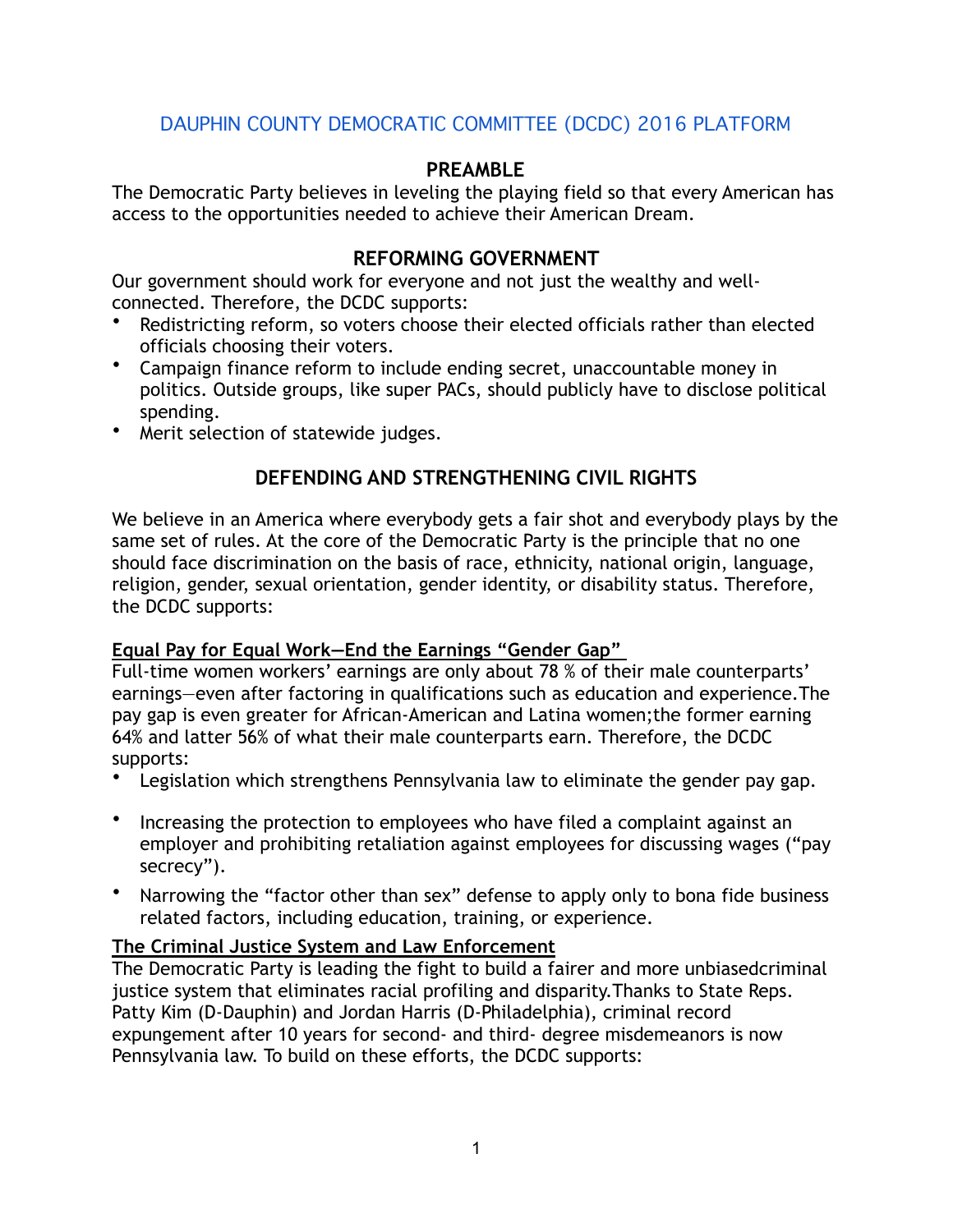# DAUPHIN COUNTY DEMOCRATIC COMMITTEE (DCDC) 2016 PLATFORM

## PREAMBLE

The Democratic Party believes in leveling the playing field so that every American has access to the opportunities needed to achieve their American Dream.

## REFORMING GOVERNMENT

Our government should work for everyone and not just the wealthy and well-connected. Therefore, the DCDC supports:

- Redistricting reform, so voters choose their elected officials rather than elected officials choosing their voters.
- Campaign finance reform to include ending secret, unaccountable money in politics. Outside groups, like super PACs, should publicly have to disclose political spending.
- Merit selection of statewide judges.

## DEFENDING AND STRENGTHENING CIVIL RIGHTS

We believe in an America where everybody gets a fair shot and everybody plays by the same set of rules. At the core of the Democratic Party is the principle that no one should face discrimination on the basis of race, ethnicity, national origin, language, religion, gender, sexual orientation, gender identity, or disability status. Therefore, the DCDC supports:

### Equal Pay for Equal Work—End the Earnings "Gender Gap"

Full-time women workers' earnings are only about 78 % of their male counterparts' earnings—even after factoring in qualifications such as education and experience.The pay gap is even greater for African-American and Latina women;the former earning 64% and latter 56% of what their male counterparts earn. Therefore, the DCDC supports:

- Legislation which strengthens Pennsylvania law to eliminate the gender pay gap.
- Increasing the protection to employees who have filed a complaint against an employer and prohibiting retaliation against employees for discussing wages ("pay secrecy").
- Narrowing the "factor other than sex" defense to apply only to bona fide business related factors, including education, training, or experience.

### The Criminal Justice System and Law Enforcement

The Democratic Party is leading the fight to build a fairer and more unbiasedcriminal justice system that eliminates racial profiling and disparity.Thanks to State Reps. Patty Kim (D-Dauphin) and Jordan Harris (D-Philadelphia), criminal record expungement after 10 years for second- and third- degree misdemeanors is now Pennsylvania law. To build on these efforts, the DCDC supports: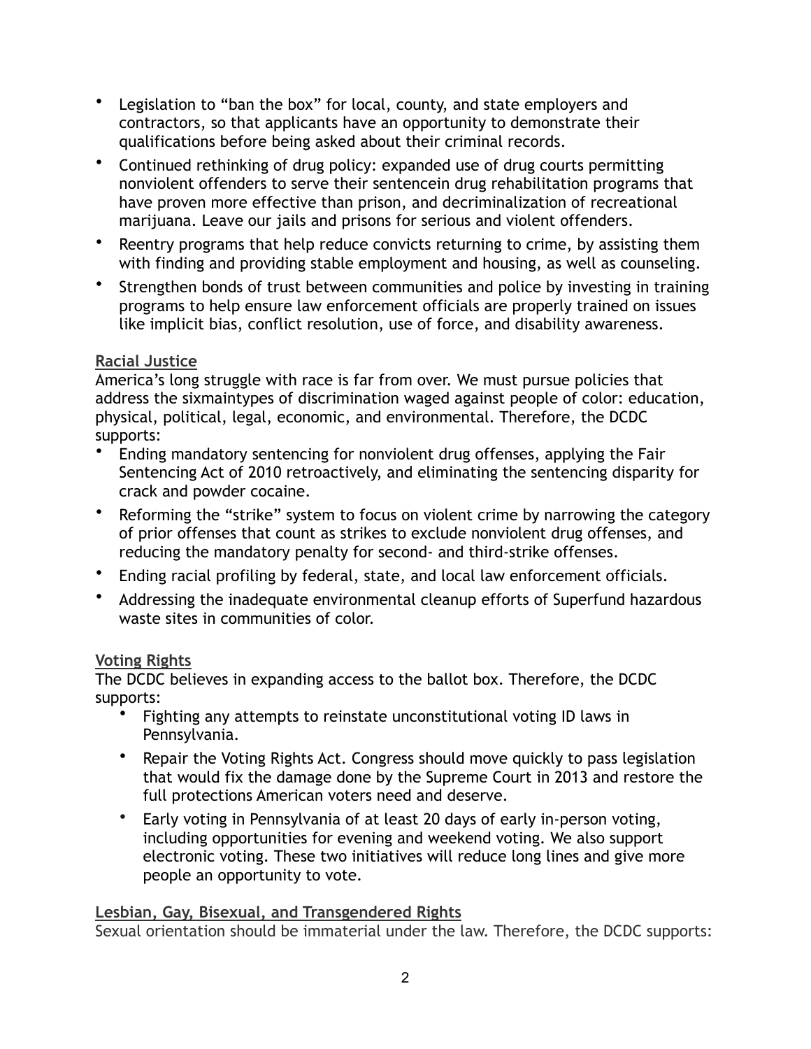- Legislation to "ban the box" for local, county, and state employers and contractors, so that applicants have an opportunity to demonstrate their qualifications before being asked about their criminal records.
- Continued rethinking of drug policy: expanded use of drug courts permitting nonviolent offenders to serve their sentencein drug rehabilitation programs that have proven more effective than prison, and decriminalization of recreational marijuana. Leave our jails and prisons for serious and violent offenders.
- Reentry programs that help reduce convicts returning to crime, by assisting them with finding and providing stable employment and housing, as well as counseling.
- Strengthen bonds of trust between communities and police by investing in training programs to help ensure law enforcement officials are properly trained on issues like implicit bias, conflict resolution, use of force, and disability awareness.

**Racial Justice**

America's long struggle with race is far from over. We must pursue policies that address the sixmaintypes of discrimination waged against people of color: education, physical, political, legal, economic, and environmental. Therefore, the DCDC supports:

- Ending mandatory sentencing for nonviolent drug offenses, applying the Fair Sentencing Act of 2010 retroactively, and eliminating the sentencing disparity for crack and powder cocaine.
- Reforming the "strike" system to focus on violent crime by narrowing the category of prior offenses that count as strikes to exclude nonviolent drug offenses, and reducing the mandatory penalty for second- and third-strike offenses.
- Ending racial profiling by federal, state, and local law enforcement officials.
- Addressing the inadequate environmental cleanup efforts of Superfund hazardous waste sites in communities of color.

**Voting Rights**

The DCDC believes in expanding access to the ballot box. Therefore, the DCDC supports:

- Fighting any attempts to reinstate unconstitutional voting ID laws in Pennsylvania.
- Repair the Voting Rights Act. Congress should move quickly to pass legislation that would fix the damage done by the Supreme Court in 2013 and restore the full protections American voters need and deserve.
- Early voting in Pennsylvania of at least 20 days of early in-person voting, including opportunities for evening and weekend voting. We also support electronic voting. These two initiatives will reduce long lines and give more people an opportunity to vote.

**Lesbian, Gay, Bisexual, and Transgendered Rights**

Sexual orientation should be immaterial under the law. Therefore, the DCDC supports: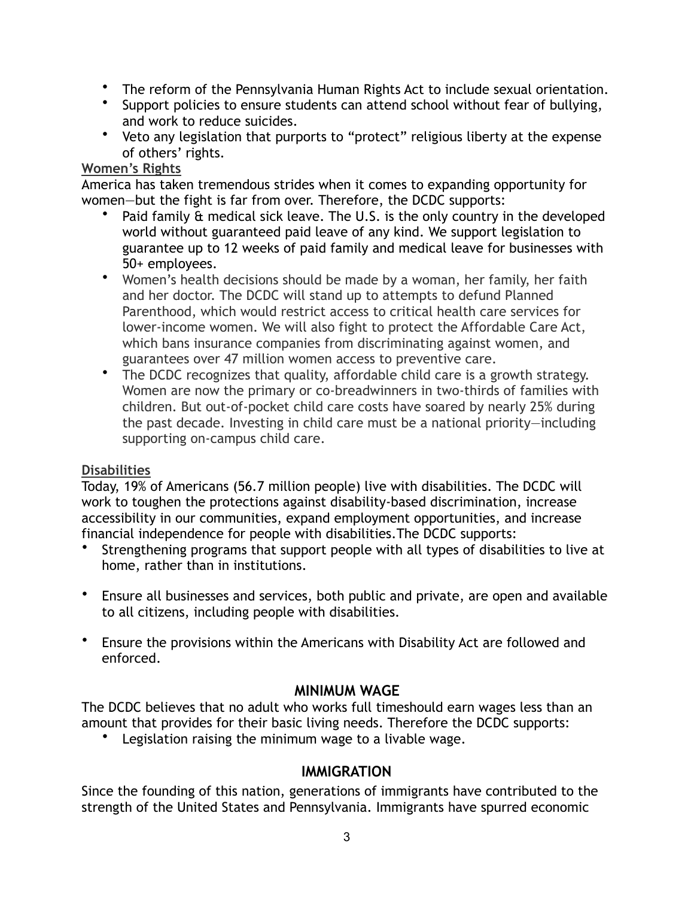- The reform of the Pennsylvania Human Rights Act to include sexual orientation.
- Support policies to ensure students can attend school without fear of bullying, and work to reduce suicides.
- Veto any legislation that purports to "protect" religious liberty at the expense of others' rights.

**Women's Rights**

America has taken tremendous strides when it comes to expanding opportunity for women—but the fight is far from over. Therefore, the DCDC supports:

- Paid family & medical sick leave. The U.S. is the only country in the developed world without guaranteed paid leave of any kind. We support legislation to guarantee up to 12 weeks of paid family and medical leave for businesses with 50+ employees.
- Women's health decisions should be made by a woman, her family, her faith and her doctor. The DCDC will stand up to attempts to defund Planned Parenthood, which would restrict access to critical health care services for lower-income women. We will also fight to protect the Affordable Care Act, which bans insurance companies from discriminating against women, and guarantees over 47 million women access to preventive care.
- The DCDC recognizes that quality, affordable child care is a growth strategy. Women are now the primary or co-breadwinners in two-thirds of families with children. But out-of-pocket child care costs have soared by nearly 25% during the past decade. Investing in child care must be a national priority—including supporting on-campus child care.

**Disabilities**

Today, 19% of Americans (56.7 million people) live with disabilities. The DCDC will work to toughen the protections against disability-based discrimination, increase accessibility in our communities, expand employment opportunities, and increase financial independence for people with disabilities.The DCDC supports:

- Strengthening programs that support people with all types of disabilities to live at home, rather than in institutions.
- Ensure all businesses and services, both public and private, are open and available to all citizens, including people with disabilities.
- Ensure the provisions within the Americans with Disability Act are followed and enforced.

## MINIMUM WAGE

The DCDC believes that no adult who works full timeshould earn wages less than an amount that provides for their basic living needs. Therefore the DCDC supports:

- Legislation raising the minimum wage to a livable wage.

## IMMIGRATION

Since the founding of this nation, generations of immigrants have contributed to the strength of the United States and Pennsylvania. Immigrants have spurred economic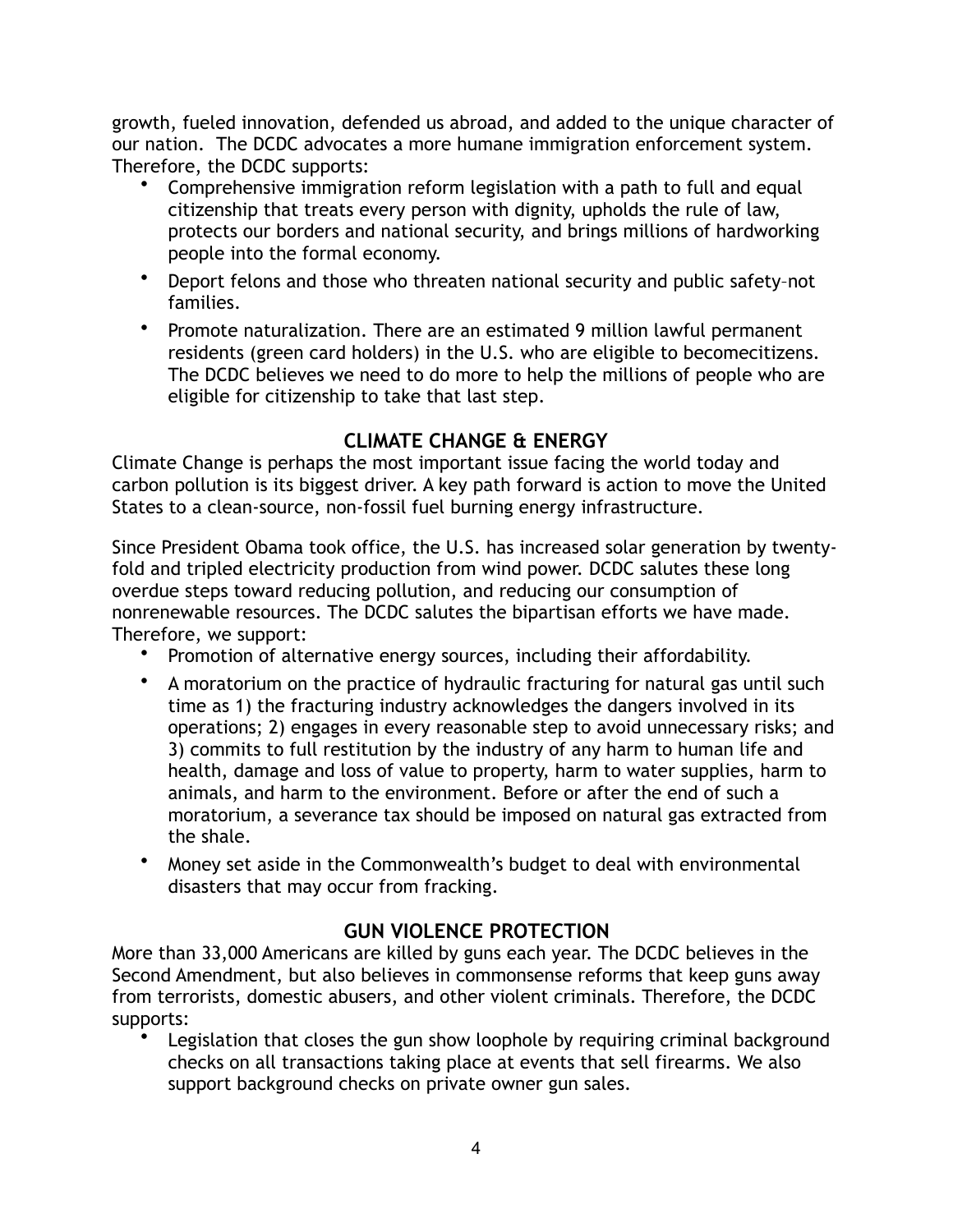growth, fueled innovation, defended us abroad, and added to the unique character of our nation. The DCDC advocates a more humane immigration enforcement system. Therefore, the DCDC supports:

- Comprehensive immigration reform legislation with a path to full and equal citizenship that treats every person with dignity, upholds the rule of law, protects our borders and national security, and brings millions of hardworking people into the formal economy.
- Deport felons and those who threaten national security and public safety–not families.
- Promote naturalization. There are an estimated 9 million lawful permanent residents (green card holders) in the U.S. who are eligible to becomecitizens. The DCDC believes we need to do more to help the millions of people who are eligible for citizenship to take that last step.

## CLIMATE CHANGE & ENERGY

Climate Change is perhaps the most important issue facing the world today and carbon pollution is its biggest driver. A key path forward is action to move the United States to a clean-source, non-fossil fuel burning energy infrastructure.

Since President Obama took office, the U.S. has increased solar generation by twenty-fold and tripled electricity production from wind power. DCDC salutes these long overdue steps toward reducing pollution, and reducing our consumption of nonrenewable resources. The DCDC salutes the bipartisan efforts we have made. Therefore, we support:

- Promotion of alternative energy sources, including their affordability.
- A moratorium on the practice of hydraulic fracturing for natural gas until such time as 1) the fracturing industry acknowledges the dangers involved in its operations; 2) engages in every reasonable step to avoid unnecessary risks; and 3) commits to full restitution by the industry of any harm to human life and health, damage and loss of value to property, harm to water supplies, harm to animals, and harm to the environment. Before or after the end of such a moratorium, a severance tax should be imposed on natural gas extracted from the shale.
- Money set aside in the Commonwealth's budget to deal with environmental disasters that may occur from fracking.

## GUN VIOLENCE PROTECTION

More than 33,000 Americans are killed by guns each year. The DCDC believes in the Second Amendment, but also believes in commonsense reforms that keep guns away from terrorists, domestic abusers, and other violent criminals. Therefore, the DCDC supports:

- Legislation that closes the gun show loophole by requiring criminal background checks on all transactions taking place at events that sell firearms. We also support background checks on private owner gun sales.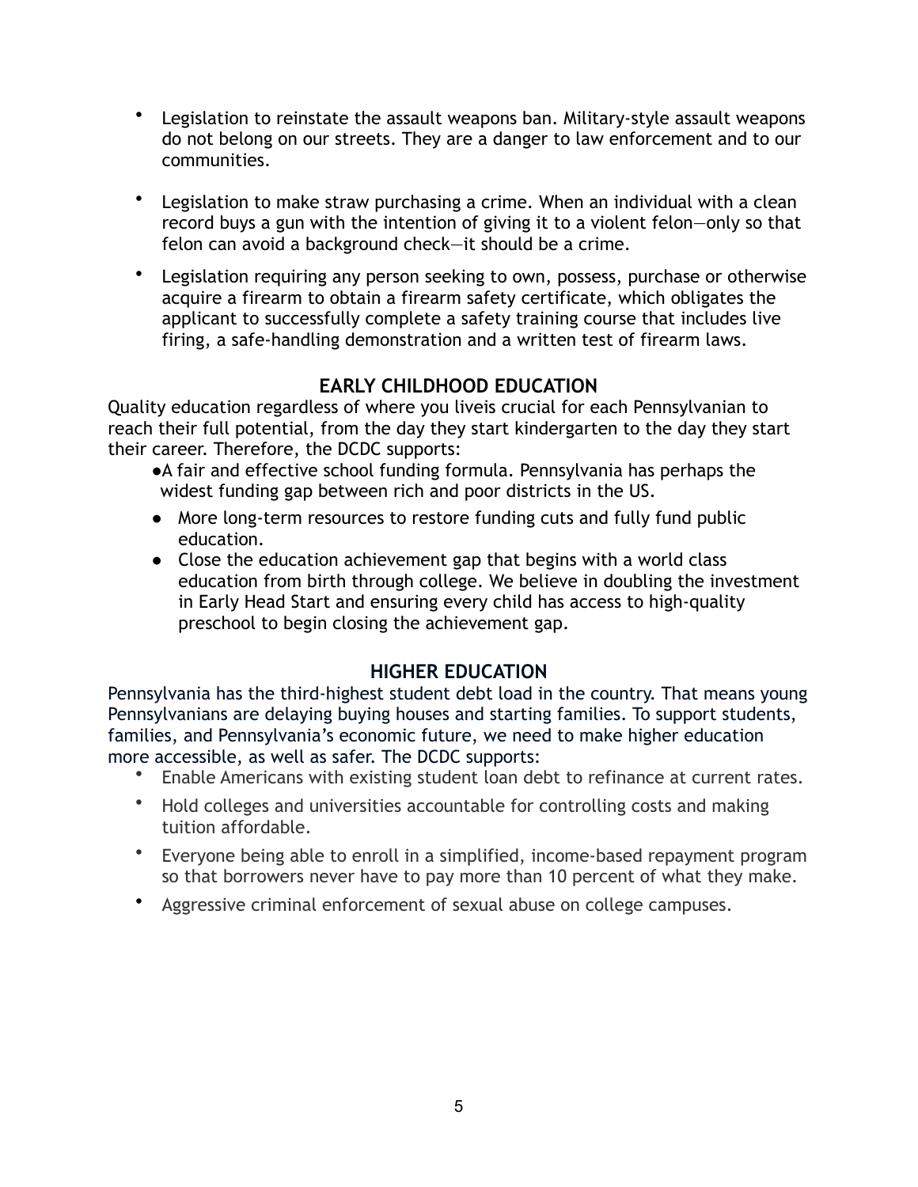- Legislation to reinstate the assault weapons ban. Military-style assault weapons do not belong on our streets. They are a danger to law enforcement and to our communities.
- Legislation to make straw purchasing a crime. When an individual with a clean record buys a gun with the intention of giving it to a violent felon—only so that felon can avoid a background check—it should be a crime.
- Legislation requiring any person seeking to own, possess, purchase or otherwise acquire a firearm to obtain a firearm safety certificate, which obligates the applicant to successfully complete a safety training course that includes live firing, a safe-handling demonstration and a written test of firearm laws.

## EARLY CHILDHOOD EDUCATION

Quality education regardless of where you liveis crucial for each Pennsylvanian to reach their full potential, from the day they start kindergarten to the day they start their career. Therefore, the DCDC supports:

- A fair and effective school funding formula. Pennsylvania has perhaps the widest funding gap between rich and poor districts in the US.
- More long-term resources to restore funding cuts and fully fund public education.
- Close the education achievement gap that begins with a world class education from birth through college. We believe in doubling the investment in Early Head Start and ensuring every child has access to high-quality preschool to begin closing the achievement gap.

## HIGHER EDUCATION

Pennsylvania has the third-highest student debt load in the country. That means young Pennsylvanians are delaying buying houses and starting families. To support students, families, and Pennsylvania's economic future, we need to make higher education more accessible, as well as safer. The DCDC supports:

- Enable Americans with existing student loan debt to refinance at current rates.
- Hold colleges and universities accountable for controlling costs and making tuition affordable.
- Everyone being able to enroll in a simplified, income-based repayment program so that borrowers never have to pay more than 10 percent of what they make.
- Aggressive criminal enforcement of sexual abuse on college campuses.